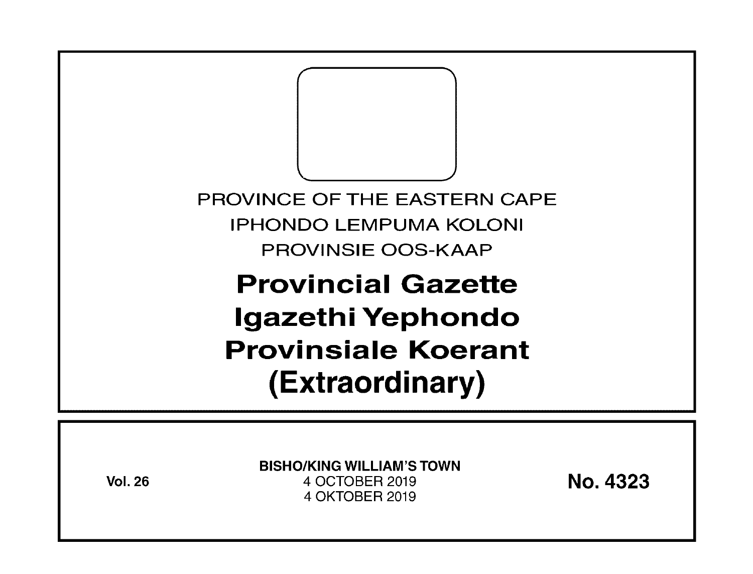PROVINCE OF THE EASTERN CAPE

IPHONDO LEMPUMA KOLONI

PROVINSIE OOS-KAAP

# Provincial Gazette
# Igazethi Yephondo
# Provinsiale Koerant
# (Extraordinary)

**Vol. 26**

**BISHO/KING WILLIAM'S TOWN**

4 OCTOBER 2019

4 OKTOBER 2019

**No. 4323**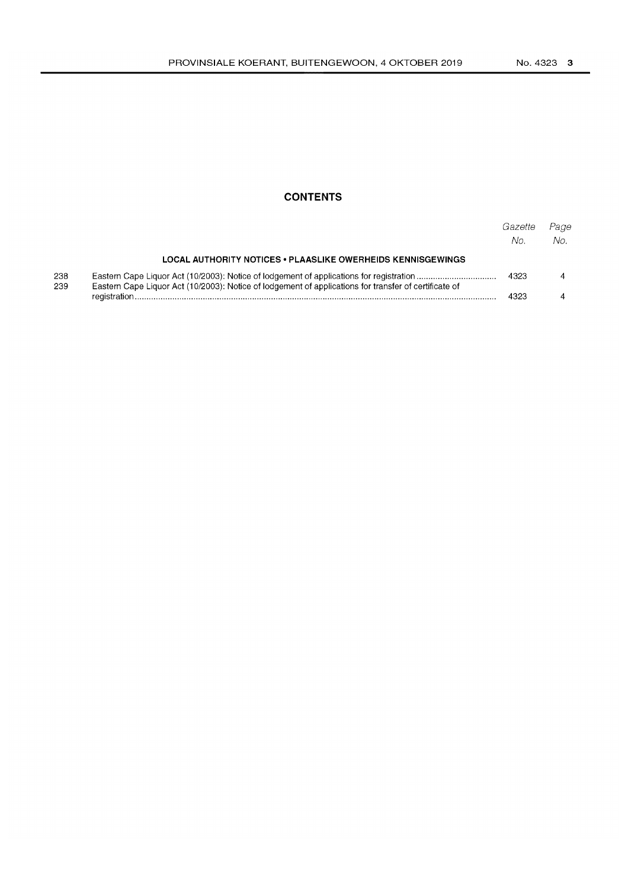# CONTENTS

| | | Gazette No. | Page No. |
|---|---|---|---|
| | **LOCAL AUTHORITY NOTICES • PLAASLIKE OWERHEIDS KENNISGEWINGS** | | |
| 238 | Eastern Cape Liquor Act (10/2003): Notice of lodgement of applications for registration | 4323 | 4 |
| 239 | Eastern Cape Liquor Act (10/2003): Notice of lodgement of applications for transfer of certificate of registration | 4323 | 4 |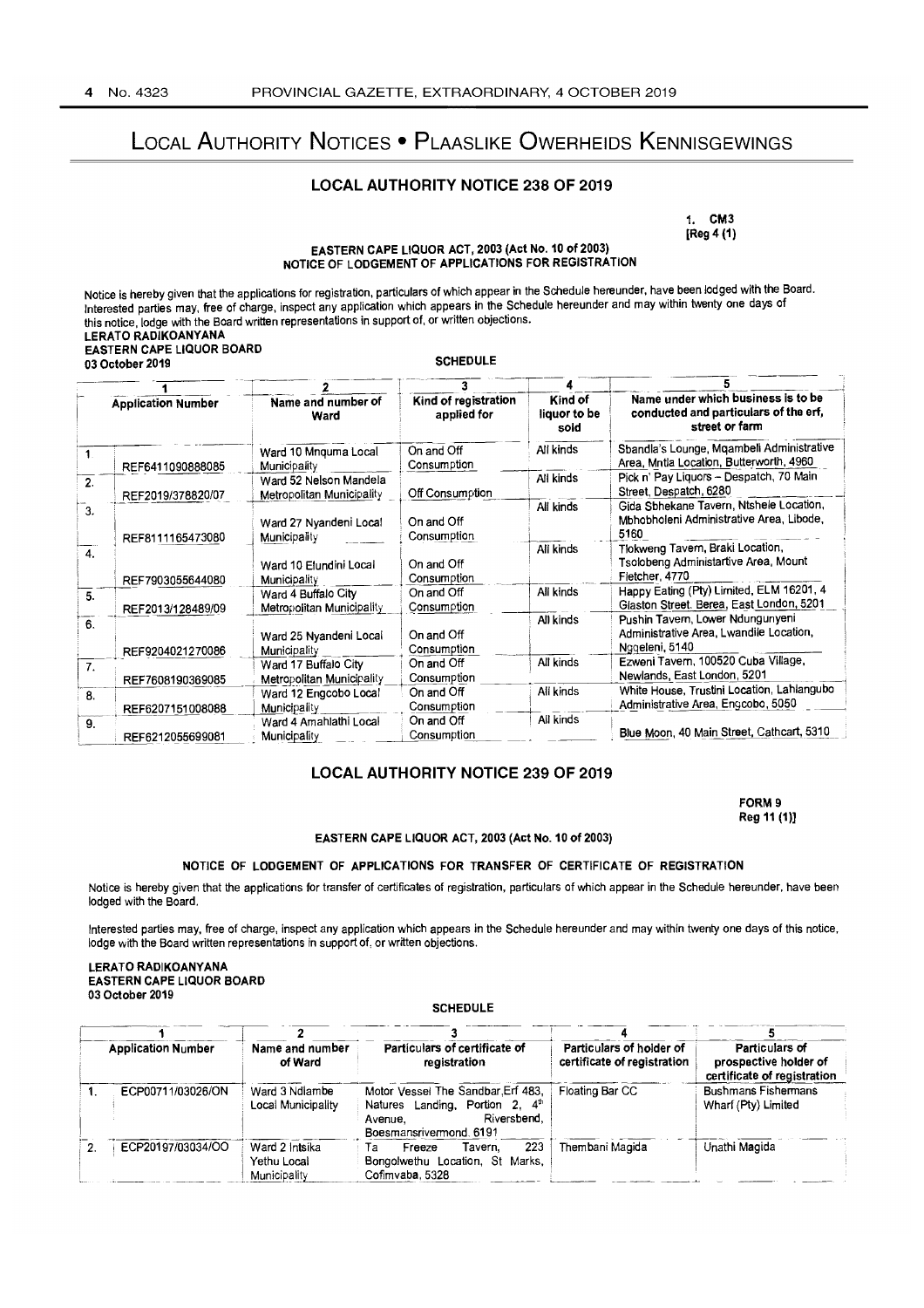# Local Authority Notices • Plaaslike Owerheids Kennisgewings

## LOCAL AUTHORITY NOTICE 238 OF 2019

1. CM3
[Reg 4 (1)

**EASTERN CAPE LIQUOR ACT, 2003 (Act No. 10 of 2003)**
**NOTICE OF LODGEMENT OF APPLICATIONS FOR REGISTRATION**

Notice is hereby given that the applications for registration, particulars of which appear in the Schedule hereunder, have been lodged with the Board. Interested parties may, free of charge, inspect any application which appears in the Schedule hereunder and may within twenty one days of this notice, lodge with the Board written representations in support of, or written objections.

**LERATO RADIKOANYANA**
**EASTERN CAPE LIQUOR BOARD**
**03 October 2019**

**SCHEDULE**

| | 1 | 2 | 3 | 4 | 5 |
|---|---|---|---|---|---|
| | Application Number | Name and number of Ward | Kind of registration applied for | Kind of liquor to be sold | Name under which business is to be conducted and particulars of the erf, street or farm |
| 1 | REF6411090888085 | Ward 10 Mnquma Local Municipality | On and Off Consumption | All kinds | Sbandla's Lounge, Mqambeli Administrative Area, Mntla Location, Butterworth, 4960 |
| 2. | REF2019/378820/07 | Ward 52 Nelson Mandela Metropolitan Municipality | Off Consumption | All kinds | Pick n' Pay Liquors – Despatch, 70 Main Street, Despatch, 6280 |
| 3. | REF8111165473080 | Ward 27 Nyandeni Local Municipality | On and Off Consumption | All kinds | Gida Sbhekane Tavern, Ntshele Location, Mbhobholeni Administrative Area, Libode, 5160 |
| 4. | REF7903055644080 | Ward 10 Elundini Local Municipality | On and Off Consumption | All kinds | Tlokweng Tavern, Braki Location, Tsolobeng Administartive Area, Mount Fletcher, 4770 |
| 5. | REF2013/128489/09 | Ward 4 Buffalo City Metropolitan Municipality | On and Off Consumption | All kinds | Happy Eating (Pty) Limited, ELM 16201, 4 Glaston Street. Berea, East London, 5201 |
| 6. | REF9204021270086 | Ward 25 Nyandeni Local Municipality | On and Off Consumption | All kinds | Pushin Tavern, Lower Ndungunyeni Administrative Area, Lwandile Location, Ngqeleni, 5140 |
| 7. | REF7608190369085 | Ward 17 Buffalo City Metropolitan Municipality | On and Off Consumption | All kinds | Ezweni Tavern, 100520 Cuba Village, Newlands, East London, 5201 |
| 8. | REF6207151008088 | Ward 12 Engcobo Local Municipality | On and Off Consumption | All kinds | White House, Trustini Location, Lahlangubo Administrative Area, Engcobo, 5050 |
| 9. | REF6212055699081 | Ward 4 Amahlathi Local Municipality | On and Off Consumption | All kinds | Blue Moon, 40 Main Street, Cathcart, 5310 |

## LOCAL AUTHORITY NOTICE 239 OF 2019

FORM 9
Reg 11 (1)]

**EASTERN CAPE LIQUOR ACT, 2003 (Act No. 10 of 2003)**

**NOTICE OF LODGEMENT OF APPLICATIONS FOR TRANSFER OF CERTIFICATE OF REGISTRATION**

Notice is hereby given that the applications for transfer of certificates of registration, particulars of which appear in the Schedule hereunder, have been lodged with the Board.

Interested parties may, free of charge, inspect any application which appears in the Schedule hereunder and may within twenty one days of this notice, lodge with the Board written representations in support of, or written objections.

**LERATO RADIKOANYANA**
**EASTERN CAPE LIQUOR BOARD**
**03 October 2019**

**SCHEDULE**

| | 1 | 2 | 3 | 4 | 5 |
|---|---|---|---|---|---|
| | Application Number | Name and number of Ward | Particulars of certificate of registration | Particulars of holder of certificate of registration | Particulars of prospective holder of certificate of registration |
| 1. | ECP00711/03026/ON | Ward 3 Ndlambe Local Municipality | Motor Vessel The Sandbar, Erf 483, Natures Landing, Portion 2, 4th Avenue, Riversbend, Boesmansrivermond 6191 | Floating Bar CC | Bushmans Fishermans Wharf (Pty) Limited |
| 2. | ECP20197/03034/OO | Ward 2 Intsika Yethu Local Municipality | Ta Freeze Tavern, 223 Bongolwethu Location, St Marks, Cofimvaba, 5328 | Thembani Magida | Unathi Magida |